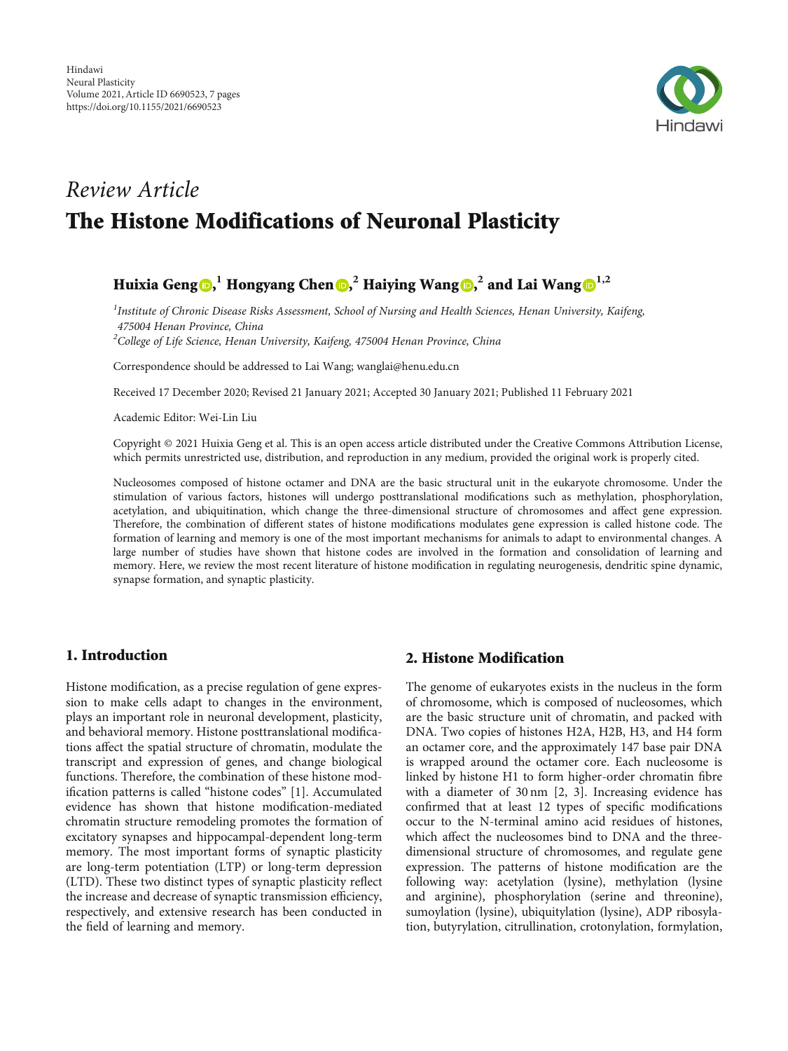Hindawi
Neural Plasticity
Volume 2021, Article ID 6690523, 7 pages
https://doi.org/10.1155/2021/6690523

*Review Article*

# The Histone Modifications of Neuronal Plasticity

**Huixia Geng,[1] Hongyang Chen,[2] Haiying Wang,[2] and Lai Wang[1,2]**

[1]*Institute of Chronic Disease Risks Assessment, School of Nursing and Health Sciences, Henan University, Kaifeng, 475004 Henan Province, China*
[2]*College of Life Science, Henan University, Kaifeng, 475004 Henan Province, China*

Correspondence should be addressed to Lai Wang; wanglai@henu.edu.cn

Received 17 December 2020; Revised 21 January 2021; Accepted 30 January 2021; Published 11 February 2021

Academic Editor: Wei-Lin Liu

Copyright © 2021 Huixia Geng et al. This is an open access article distributed under the Creative Commons Attribution License, which permits unrestricted use, distribution, and reproduction in any medium, provided the original work is properly cited.

Nucleosomes composed of histone octamer and DNA are the basic structural unit in the eukaryote chromosome. Under the stimulation of various factors, histones will undergo posttranslational modifications such as methylation, phosphorylation, acetylation, and ubiquitination, which change the three-dimensional structure of chromosomes and affect gene expression. Therefore, the combination of different states of histone modifications modulates gene expression is called histone code. The formation of learning and memory is one of the most important mechanisms for animals to adapt to environmental changes. A large number of studies have shown that histone codes are involved in the formation and consolidation of learning and memory. Here, we review the most recent literature of histone modification in regulating neurogenesis, dendritic spine dynamic, synapse formation, and synaptic plasticity.

## 1. Introduction

Histone modification, as a precise regulation of gene expression to make cells adapt to changes in the environment, plays an important role in neuronal development, plasticity, and behavioral memory. Histone posttranslational modifications affect the spatial structure of chromatin, modulate the transcript and expression of genes, and change biological functions. Therefore, the combination of these histone modification patterns is called "histone codes" [1]. Accumulated evidence has shown that histone modification-mediated chromatin structure remodeling promotes the formation of excitatory synapses and hippocampal-dependent long-term memory. The most important forms of synaptic plasticity are long-term potentiation (LTP) or long-term depression (LTD). These two distinct types of synaptic plasticity reflect the increase and decrease of synaptic transmission efficiency, respectively, and extensive research has been conducted in the field of learning and memory.

## 2. Histone Modification

The genome of eukaryotes exists in the nucleus in the form of chromosome, which is composed of nucleosomes, which are the basic structure unit of chromatin, and packed with DNA. Two copies of histones H2A, H2B, H3, and H4 form an octamer core, and the approximately 147 base pair DNA is wrapped around the octamer core. Each nucleosome is linked by histone H1 to form higher-order chromatin fibre with a diameter of 30 nm [2, 3]. Increasing evidence has confirmed that at least 12 types of specific modifications occur to the N-terminal amino acid residues of histones, which affect the nucleosomes bind to DNA and the three-dimensional structure of chromosomes, and regulate gene expression. The patterns of histone modification are the following way: acetylation (lysine), methylation (lysine and arginine), phosphorylation (serine and threonine), sumoylation (lysine), ubiquitylation (lysine), ADP ribosylation, butyrylation, citrullination, crotonylation, formylation,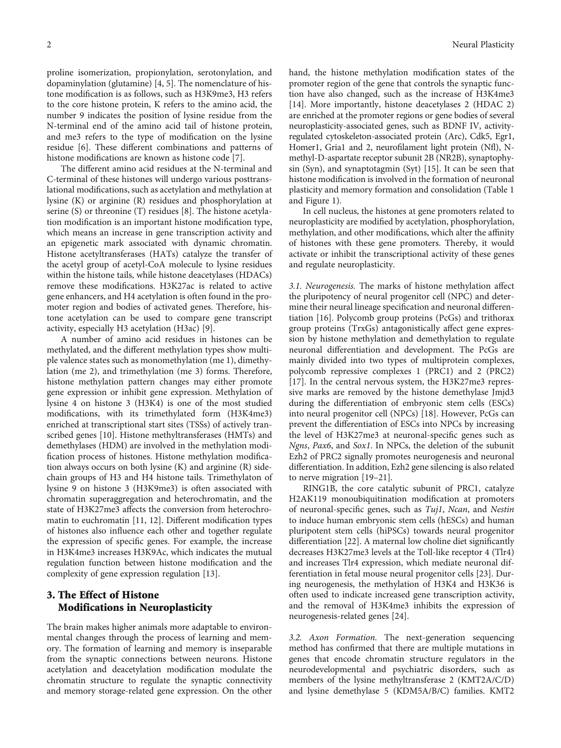proline isomerization, propionylation, serotonylation, and dopaminylation (glutamine) [4, 5]. The nomenclature of histone modification is as follows, such as H3K9me3, H3 refers to the core histone protein, K refers to the amino acid, the number 9 indicates the position of lysine residue from the N-terminal end of the amino acid tail of histone protein, and me3 refers to the type of modification on the lysine residue [6]. These different combinations and patterns of histone modifications are known as histone code [7].

The different amino acid residues at the N-terminal and C-terminal of these histones will undergo various posttranslational modifications, such as acetylation and methylation at lysine (K) or arginine (R) residues and phosphorylation at serine (S) or threonine (T) residues [8]. The histone acetylation modification is an important histone modification type, which means an increase in gene transcription activity and an epigenetic mark associated with dynamic chromatin. Histone acetyltransferases (HATs) catalyze the transfer of the acetyl group of acetyl-CoA molecule to lysine residues within the histone tails, while histone deacetylases (HDACs) remove these modifications. H3K27ac is related to active gene enhancers, and H4 acetylation is often found in the promoter region and bodies of activated genes. Therefore, histone acetylation can be used to compare gene transcript activity, especially H3 acetylation (H3ac) [9].

A number of amino acid residues in histones can be methylated, and the different methylation types show multiple valence states such as monomethylation (me 1), dimethylation (me 2), and trimethylation (me 3) forms. Therefore, histone methylation pattern changes may either promote gene expression or inhibit gene expression. Methylation of lysine 4 on histone 3 (H3K4) is one of the most studied modifications, with its trimethylated form (H3K4me3) enriched at transcriptional start sites (TSSs) of actively transcribed genes [10]. Histone methyltransferases (HMTs) and demethylases (HDM) are involved in the methylation modification process of histones. Histone methylation modification always occurs on both lysine (K) and arginine (R) side-chain groups of H3 and H4 histone tails. Trimethylaton of lysine 9 on histone 3 (H3K9me3) is often associated with chromatin superaggregation and heterochromatin, and the state of H3K27me3 affects the conversion from heterochromatin to euchromatin [11, 12]. Different modification types of histones also influence each other and together regulate the expression of specific genes. For example, the increase in H3K4me3 increases H3K9Ac, which indicates the mutual regulation function between histone modification and the complexity of gene expression regulation [13].

## 3. The Effect of Histone Modifications in Neuroplasticity

The brain makes higher animals more adaptable to environmental changes through the process of learning and memory. The formation of learning and memory is inseparable from the synaptic connections between neurons. Histone acetylation and deacetylation modification modulate the chromatin structure to regulate the synaptic connectivity and memory storage-related gene expression. On the other hand, the histone methylation modification states of the promoter region of the gene that controls the synaptic function have also changed, such as the increase of H3K4me3 [14]. More importantly, histone deacetylases 2 (HDAC 2) are enriched at the promoter regions or gene bodies of several neuroplasticity-associated genes, such as BDNF IV, activity-regulated cytoskeleton-associated protein (Arc), Cdk5, Egr1, Homer1, Gria1 and 2, neurofilament light protein (Nfl), N-methyl-D-aspartate receptor subunit 2B (NR2B), synaptophysin (Syn), and synaptotagmin (Syt) [15]. It can be seen that histone modification is involved in the formation of neuronal plasticity and memory formation and consolidation (Table 1 and Figure 1).

In cell nucleus, the histones at gene promoters related to neuroplasticity are modified by acetylation, phosphorylation, methylation, and other modifications, which alter the affinity of histones with these gene promoters. Thereby, it would activate or inhibit the transcriptional activity of these genes and regulate neuroplasticity.

*3.1. Neurogenesis.* The marks of histone methylation affect the pluripotency of neural progenitor cell (NPC) and determine their neural lineage specification and neuronal differentiation [16]. Polycomb group proteins (PcGs) and trithorax group proteins (TrxGs) antagonistically affect gene expression by histone methylation and demethylation to regulate neuronal differentiation and development. The PcGs are mainly divided into two types of multiprotein complexes, polycomb repressive complexes 1 (PRC1) and 2 (PRC2) [17]. In the central nervous system, the H3K27me3 repressive marks are removed by the histone demethylase Jmjd3 during the differentiation of embryonic stem cells (ESCs) into neural progenitor cell (NPCs) [18]. However, PcGs can prevent the differentiation of ESCs into NPCs by increasing the level of H3K27me3 at neuronal-specific genes such as *Ngns*, *Pax6*, and *Sox1*. In NPCs, the deletion of the subunit Ezh2 of PRC2 signally promotes neurogenesis and neuronal differentiation. In addition, Ezh2 gene silencing is also related to nerve migration [19–21].

RING1B, the core catalytic subunit of PRC1, catalyze H2AK119 monoubiquitination modification at promoters of neuronal-specific genes, such as *Tuj1*, *Ncan*, and *Nestin* to induce human embryonic stem cells (hESCs) and human pluripotent stem cells (hiPSCs) towards neural progenitor differentiation [22]. A maternal low choline diet significantly decreases H3K27me3 levels at the Toll-like receptor 4 (Tlr4) and increases Tlr4 expression, which mediate neuronal differentiation in fetal mouse neural progenitor cells [23]. During neurogenesis, the methylation of H3K4 and H3K36 is often used to indicate increased gene transcription activity, and the removal of H3K4me3 inhibits the expression of neurogenesis-related genes [24].

*3.2. Axon Formation.* The next-generation sequencing method has confirmed that there are multiple mutations in genes that encode chromatin structure regulators in the neurodevelopmental and psychiatric disorders, such as members of the lysine methyltransferase 2 (KMT2A/C/D) and lysine demethylase 5 (KDM5A/B/C) families. KMT2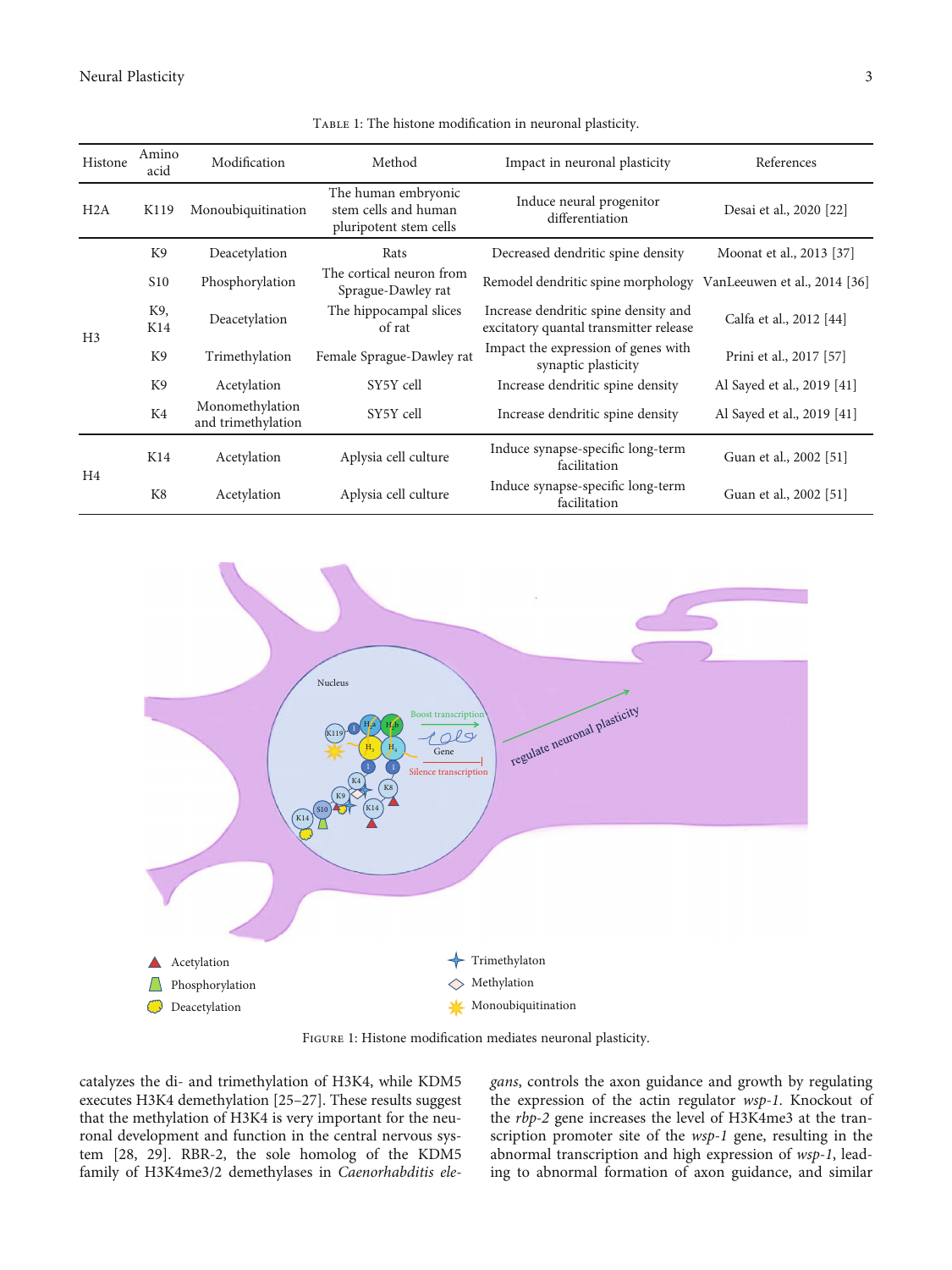Table 1: The histone modification in neuronal plasticity.

| Histone | Amino acid | Modification | Method | Impact in neuronal plasticity | References |
|---|---|---|---|---|---|
| H2A | K119 | Monoubiquitination | The human embryonic stem cells and human pluripotent stem cells | Induce neural progenitor differentiation | Desai et al., 2020 [22] |
| H3 | K9 | Deacetylation | Rats | Decreased dendritic spine density | Moonat et al., 2013 [37] |
| | S10 | Phosphorylation | The cortical neuron from Sprague-Dawley rat | Remodel dendritic spine morphology | VanLeeuwen et al., 2014 [36] |
| | K9, K14 | Deacetylation | The hippocampal slices of rat | Increase dendritic spine density and excitatory quantal transmitter release | Calfa et al., 2012 [44] |
| | K9 | Trimethylation | Female Sprague-Dawley rat | Impact the expression of genes with synaptic plasticity | Prini et al., 2017 [57] |
| | K9 | Acetylation | SY5Y cell | Increase dendritic spine density | Al Sayed et al., 2019 [41] |
| | K4 | Monomethylation and trimethylation | SY5Y cell | Increase dendritic spine density | Al Sayed et al., 2019 [41] |
| H4 | K14 | Acetylation | Aplysia cell culture | Induce synapse-specific long-term facilitation | Guan et al., 2002 [51] |
| | K8 | Acetylation | Aplysia cell culture | Induce synapse-specific long-term facilitation | Guan et al., 2002 [51] |

Figure 1: Histone modification mediates neuronal plasticity.

catalyzes the di- and trimethylation of H3K4, while KDM5 executes H3K4 demethylation [25–27]. These results suggest that the methylation of H3K4 is very important for the neuronal development and function in the central nervous system [28, 29]. RBR-2, the sole homolog of the KDM5 family of H3K4me3/2 demethylases in *Caenorhabditis elegans*, controls the axon guidance and growth by regulating the expression of the actin regulator *wsp-1*. Knockout of the *rbp-2* gene increases the level of H3K4me3 at the transcription promoter site of the *wsp-1* gene, resulting in the abnormal transcription and high expression of *wsp-1*, leading to abnormal formation of axon guidance, and similar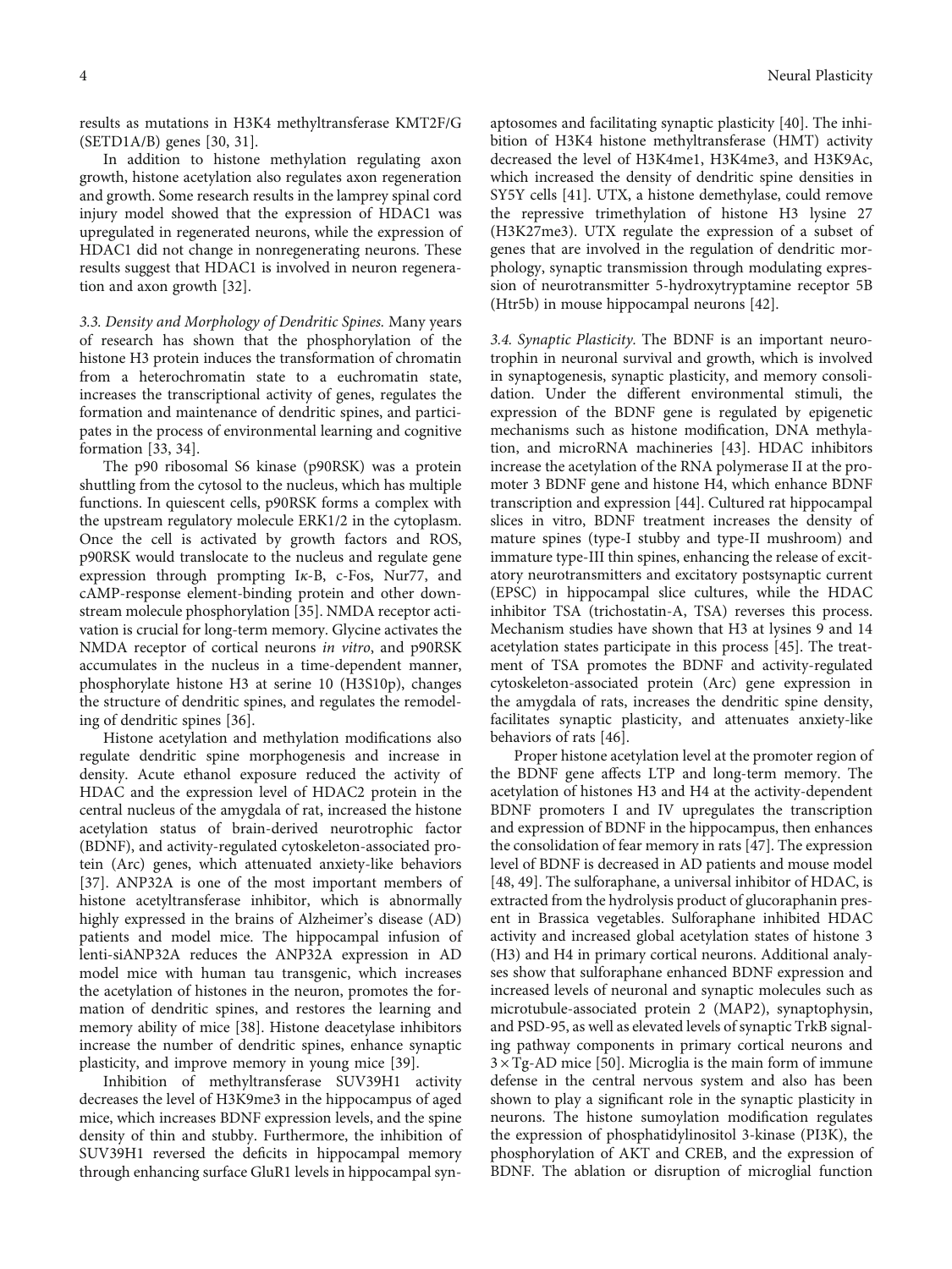results as mutations in H3K4 methyltransferase KMT2F/G (SETD1A/B) genes [30, 31].

In addition to histone methylation regulating axon growth, histone acetylation also regulates axon regeneration and growth. Some research results in the lamprey spinal cord injury model showed that the expression of HDAC1 was upregulated in regenerated neurons, while the expression of HDAC1 did not change in nonregenerating neurons. These results suggest that HDAC1 is involved in neuron regeneration and axon growth [32].

*3.3. Density and Morphology of Dendritic Spines.* Many years of research has shown that the phosphorylation of the histone H3 protein induces the transformation of chromatin from a heterochromatin state to a euchromatin state, increases the transcriptional activity of genes, regulates the formation and maintenance of dendritic spines, and participates in the process of environmental learning and cognitive formation [33, 34].

The p90 ribosomal S6 kinase (p90RSK) was a protein shuttling from the cytosol to the nucleus, which has multiple functions. In quiescent cells, p90RSK forms a complex with the upstream regulatory molecule ERK1/2 in the cytoplasm. Once the cell is activated by growth factors and ROS, p90RSK would translocate to the nucleus and regulate gene expression through prompting Iκ-B, c-Fos, Nur77, and cAMP-response element-binding protein and other downstream molecule phosphorylation [35]. NMDA receptor activation is crucial for long-term memory. Glycine activates the NMDA receptor of cortical neurons *in vitro*, and p90RSK accumulates in the nucleus in a time-dependent manner, phosphorylate histone H3 at serine 10 (H3S10p), changes the structure of dendritic spines, and regulates the remodeling of dendritic spines [36].

Histone acetylation and methylation modifications also regulate dendritic spine morphogenesis and increase in density. Acute ethanol exposure reduced the activity of HDAC and the expression level of HDAC2 protein in the central nucleus of the amygdala of rat, increased the histone acetylation status of brain-derived neurotrophic factor (BDNF), and activity-regulated cytoskeleton-associated protein (Arc) genes, which attenuated anxiety-like behaviors [37]. ANP32A is one of the most important members of histone acetyltransferase inhibitor, which is abnormally highly expressed in the brains of Alzheimer's disease (AD) patients and model mice. The hippocampal infusion of lenti-siANP32A reduces the ANP32A expression in AD model mice with human tau transgenic, which increases the acetylation of histones in the neuron, promotes the formation of dendritic spines, and restores the learning and memory ability of mice [38]. Histone deacetylase inhibitors increase the number of dendritic spines, enhance synaptic plasticity, and improve memory in young mice [39].

Inhibition of methyltransferase SUV39H1 activity decreases the level of H3K9me3 in the hippocampus of aged mice, which increases BDNF expression levels, and the spine density of thin and stubby. Furthermore, the inhibition of SUV39H1 reversed the deficits in hippocampal memory through enhancing surface GluR1 levels in hippocampal synaptosomes and facilitating synaptic plasticity [40]. The inhibition of H3K4 histone methyltransferase (HMT) activity decreased the level of H3K4me1, H3K4me3, and H3K9Ac, which increased the density of dendritic spine densities in SY5Y cells [41]. UTX, a histone demethylase, could remove the repressive trimethylation of histone H3 lysine 27 (H3K27me3). UTX regulate the expression of a subset of genes that are involved in the regulation of dendritic morphology, synaptic transmission through modulating expression of neurotransmitter 5-hydroxytryptamine receptor 5B (Htr5b) in mouse hippocampal neurons [42].

*3.4. Synaptic Plasticity.* The BDNF is an important neurotrophin in neuronal survival and growth, which is involved in synaptogenesis, synaptic plasticity, and memory consolidation. Under the different environmental stimuli, the expression of the BDNF gene is regulated by epigenetic mechanisms such as histone modification, DNA methylation, and microRNA machineries [43]. HDAC inhibitors increase the acetylation of the RNA polymerase II at the promoter 3 BDNF gene and histone H4, which enhance BDNF transcription and expression [44]. Cultured rat hippocampal slices in vitro, BDNF treatment increases the density of mature spines (type-I stubby and type-II mushroom) and immature type-III thin spines, enhancing the release of excitatory neurotransmitters and excitatory postsynaptic current (EPSC) in hippocampal slice cultures, while the HDAC inhibitor TSA (trichostatin-A, TSA) reverses this process. Mechanism studies have shown that H3 at lysines 9 and 14 acetylation states participate in this process [45]. The treatment of TSA promotes the BDNF and activity-regulated cytoskeleton-associated protein (Arc) gene expression in the amygdala of rats, increases the dendritic spine density, facilitates synaptic plasticity, and attenuates anxiety-like behaviors of rats [46].

Proper histone acetylation level at the promoter region of the BDNF gene affects LTP and long-term memory. The acetylation of histones H3 and H4 at the activity-dependent BDNF promoters I and IV upregulates the transcription and expression of BDNF in the hippocampus, then enhances the consolidation of fear memory in rats [47]. The expression level of BDNF is decreased in AD patients and mouse model [48, 49]. The sulforaphane, a universal inhibitor of HDAC, is extracted from the hydrolysis product of glucoraphanin present in Brassica vegetables. Sulforaphane inhibited HDAC activity and increased global acetylation states of histone 3 (H3) and H4 in primary cortical neurons. Additional analyses show that sulforaphane enhanced BDNF expression and increased levels of neuronal and synaptic molecules such as microtubule-associated protein 2 (MAP2), synaptophysin, and PSD-95, as well as elevated levels of synaptic TrkB signaling pathway components in primary cortical neurons and $3 \times$Tg-AD mice [50]. Microglia is the main form of immune defense in the central nervous system and also has been shown to play a significant role in the synaptic plasticity in neurons. The histone sumoylation modification regulates the expression of phosphatidylinositol 3-kinase (PI3K), the phosphorylation of AKT and CREB, and the expression of BDNF. The ablation or disruption of microglial function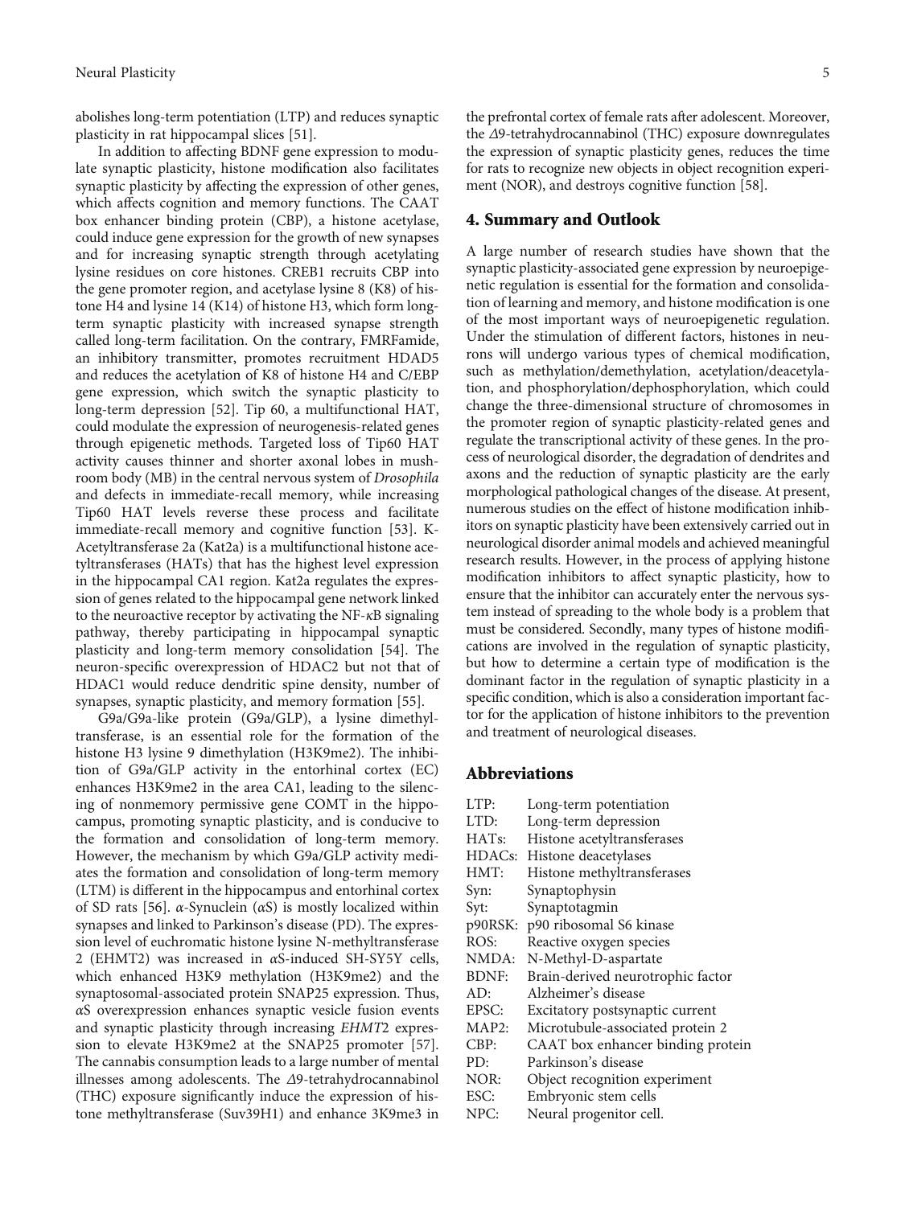abolishes long-term potentiation (LTP) and reduces synaptic plasticity in rat hippocampal slices [51].

In addition to affecting BDNF gene expression to modulate synaptic plasticity, histone modification also facilitates synaptic plasticity by affecting the expression of other genes, which affects cognition and memory functions. The CAAT box enhancer binding protein (CBP), a histone acetylase, could induce gene expression for the growth of new synapses and for increasing synaptic strength through acetylating lysine residues on core histones. CREB1 recruits CBP into the gene promoter region, and acetylase lysine 8 (K8) of histone H4 and lysine 14 (K14) of histone H3, which form long-term synaptic plasticity with increased synapse strength called long-term facilitation. On the contrary, FMRFamide, an inhibitory transmitter, promotes recruitment HDAD5 and reduces the acetylation of K8 of histone H4 and C/EBP gene expression, which switch the synaptic plasticity to long-term depression [52]. Tip 60, a multifunctional HAT, could modulate the expression of neurogenesis-related genes through epigenetic methods. Targeted loss of Tip60 HAT activity causes thinner and shorter axonal lobes in mushroom body (MB) in the central nervous system of *Drosophila* and defects in immediate-recall memory, while increasing Tip60 HAT levels reverse these process and facilitate immediate-recall memory and cognitive function [53]. K-Acetyltransferase 2a (Kat2a) is a multifunctional histone acetyltransferases (HATs) that has the highest level expression in the hippocampal CA1 region. Kat2a regulates the expression of genes related to the hippocampal gene network linked to the neuroactive receptor by activating the NF-$\kappa$B signaling pathway, thereby participating in hippocampal synaptic plasticity and long-term memory consolidation [54]. The neuron-specific overexpression of HDAC2 but not that of HDAC1 would reduce dendritic spine density, number of synapses, synaptic plasticity, and memory formation [55].

G9a/G9a-like protein (G9a/GLP), a lysine dimethyltransferase, is an essential role for the formation of the histone H3 lysine 9 dimethylation (H3K9me2). The inhibition of G9a/GLP activity in the entorhinal cortex (EC) enhances H3K9me2 in the area CA1, leading to the silencing of nonmemory permissive gene COMT in the hippocampus, promoting synaptic plasticity, and is conducive to the formation and consolidation of long-term memory. However, the mechanism by which G9a/GLP activity mediates the formation and consolidation of long-term memory (LTM) is different in the hippocampus and entorhinal cortex of SD rats [56]. $\alpha$-Synuclein ($\alpha$S) is mostly localized within synapses and linked to Parkinson's disease (PD). The expression level of euchromatic histone lysine N-methyltransferase 2 (EHMT2) was increased in $\alpha$S-induced SH-SY5Y cells, which enhanced H3K9 methylation (H3K9me2) and the synaptosomal-associated protein SNAP25 expression. Thus, $\alpha$S overexpression enhances synaptic vesicle fusion events and synaptic plasticity through increasing *EHMT2* expression to elevate H3K9me2 at the SNAP25 promoter [57]. The cannabis consumption leads to a large number of mental illnesses among adolescents. The $\Delta$9-tetrahydrocannabinol (THC) exposure significantly induce the expression of histone methyltransferase (Suv39H1) and enhance 3K9me3 in the prefrontal cortex of female rats after adolescent. Moreover, the $\Delta$9-tetrahydrocannabinol (THC) exposure downregulates the expression of synaptic plasticity genes, reduces the time for rats to recognize new objects in object recognition experiment (NOR), and destroys cognitive function [58].

## 4. Summary and Outlook

A large number of research studies have shown that the synaptic plasticity-associated gene expression by neuroepigenetic regulation is essential for the formation and consolidation of learning and memory, and histone modification is one of the most important ways of neuroepigenetic regulation. Under the stimulation of different factors, histones in neurons will undergo various types of chemical modification, such as methylation/demethylation, acetylation/deacetylation, and phosphorylation/dephosphorylation, which could change the three-dimensional structure of chromosomes in the promoter region of synaptic plasticity-related genes and regulate the transcriptional activity of these genes. In the process of neurological disorder, the degradation of dendrites and axons and the reduction of synaptic plasticity are the early morphological pathological changes of the disease. At present, numerous studies on the effect of histone modification inhibitors on synaptic plasticity have been extensively carried out in neurological disorder animal models and achieved meaningful research results. However, in the process of applying histone modification inhibitors to affect synaptic plasticity, how to ensure that the inhibitor can accurately enter the nervous system instead of spreading to the whole body is a problem that must be considered. Secondly, many types of histone modifications are involved in the regulation of synaptic plasticity, but how to determine a certain type of modification is the dominant factor in the regulation of synaptic plasticity in a specific condition, which is also a consideration important factor for the application of histone inhibitors to the prevention and treatment of neurological diseases.

## Abbreviations

| | |
|---|---|
| LTP: | Long-term potentiation |
| LTD: | Long-term depression |
| HATs: | Histone acetyltransferases |
| HDACs: | Histone deacetylases |
| HMT: | Histone methyltransferases |
| Syn: | Synaptophysin |
| Syt: | Synaptotagmin |
| p90RSK: | p90 ribosomal S6 kinase |
| ROS: | Reactive oxygen species |
| NMDA: | N-Methyl-D-aspartate |
| BDNF: | Brain-derived neurotrophic factor |
| AD: | Alzheimer's disease |
| EPSC: | Excitatory postsynaptic current |
| MAP2: | Microtubule-associated protein 2 |
| CBP: | CAAT box enhancer binding protein |
| PD: | Parkinson's disease |
| NOR: | Object recognition experiment |
| ESC: | Embryonic stem cells |
| NPC: | Neural progenitor cell. |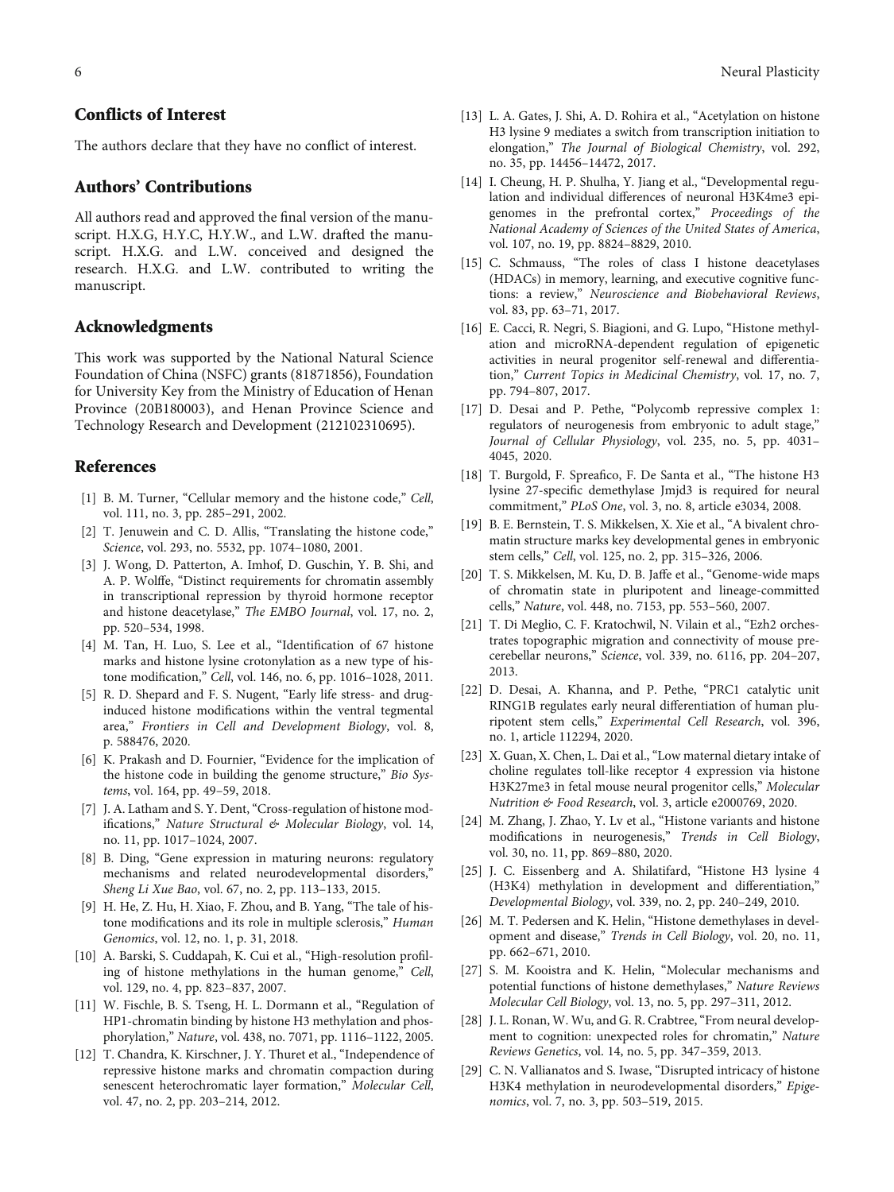## Conflicts of Interest

The authors declare that they have no conflict of interest.

## Authors' Contributions

All authors read and approved the final version of the manuscript. H.X.G, H.Y.C, H.Y.W., and L.W. drafted the manuscript. H.X.G. and L.W. conceived and designed the research. H.X.G. and L.W. contributed to writing the manuscript.

## Acknowledgments

This work was supported by the National Natural Science Foundation of China (NSFC) grants (81871856), Foundation for University Key from the Ministry of Education of Henan Province (20B180003), and Henan Province Science and Technology Research and Development (212102310695).

## References

[1] B. M. Turner, "Cellular memory and the histone code," *Cell*, vol. 111, no. 3, pp. 285–291, 2002.

[2] T. Jenuwein and C. D. Allis, "Translating the histone code," *Science*, vol. 293, no. 5532, pp. 1074–1080, 2001.

[3] J. Wong, D. Patterton, A. Imhof, D. Guschin, Y. B. Shi, and A. P. Wolffe, "Distinct requirements for chromatin assembly in transcriptional repression by thyroid hormone receptor and histone deacetylase," *The EMBO Journal*, vol. 17, no. 2, pp. 520–534, 1998.

[4] M. Tan, H. Luo, S. Lee et al., "Identification of 67 histone marks and histone lysine crotonylation as a new type of histone modification," *Cell*, vol. 146, no. 6, pp. 1016–1028, 2011.

[5] R. D. Shepard and F. S. Nugent, "Early life stress- and drug-induced histone modifications within the ventral tegmental area," *Frontiers in Cell and Development Biology*, vol. 8, p. 588476, 2020.

[6] K. Prakash and D. Fournier, "Evidence for the implication of the histone code in building the genome structure," *Bio Systems*, vol. 164, pp. 49–59, 2018.

[7] J. A. Latham and S. Y. Dent, "Cross-regulation of histone modifications," *Nature Structural & Molecular Biology*, vol. 14, no. 11, pp. 1017–1024, 2007.

[8] B. Ding, "Gene expression in maturing neurons: regulatory mechanisms and related neurodevelopmental disorders," *Sheng Li Xue Bao*, vol. 67, no. 2, pp. 113–133, 2015.

[9] H. He, Z. Hu, H. Xiao, F. Zhou, and B. Yang, "The tale of histone modifications and its role in multiple sclerosis," *Human Genomics*, vol. 12, no. 1, p. 31, 2018.

[10] A. Barski, S. Cuddapah, K. Cui et al., "High-resolution profiling of histone methylations in the human genome," *Cell*, vol. 129, no. 4, pp. 823–837, 2007.

[11] W. Fischle, B. S. Tseng, H. L. Dormann et al., "Regulation of HP1-chromatin binding by histone H3 methylation and phosphorylation," *Nature*, vol. 438, no. 7071, pp. 1116–1122, 2005.

[12] T. Chandra, K. Kirschner, J. Y. Thuret et al., "Independence of repressive histone marks and chromatin compaction during senescent heterochromatic layer formation," *Molecular Cell*, vol. 47, no. 2, pp. 203–214, 2012.

[13] L. A. Gates, J. Shi, A. D. Rohira et al., "Acetylation on histone H3 lysine 9 mediates a switch from transcription initiation to elongation," *The Journal of Biological Chemistry*, vol. 292, no. 35, pp. 14456–14472, 2017.

[14] I. Cheung, H. P. Shulha, Y. Jiang et al., "Developmental regulation and individual differences of neuronal H3K4me3 epigenomes in the prefrontal cortex," *Proceedings of the National Academy of Sciences of the United States of America*, vol. 107, no. 19, pp. 8824–8829, 2010.

[15] C. Schmauss, "The roles of class I histone deacetylases (HDACs) in memory, learning, and executive cognitive functions: a review," *Neuroscience and Biobehavioral Reviews*, vol. 83, pp. 63–71, 2017.

[16] E. Cacci, R. Negri, S. Biagioni, and G. Lupo, "Histone methylation and microRNA-dependent regulation of epigenetic activities in neural progenitor self-renewal and differentiation," *Current Topics in Medicinal Chemistry*, vol. 17, no. 7, pp. 794–807, 2017.

[17] D. Desai and P. Pethe, "Polycomb repressive complex 1: regulators of neurogenesis from embryonic to adult stage," *Journal of Cellular Physiology*, vol. 235, no. 5, pp. 4031–4045, 2020.

[18] T. Burgold, F. Spreafico, F. De Santa et al., "The histone H3 lysine 27-specific demethylase Jmjd3 is required for neural commitment," *PLoS One*, vol. 3, no. 8, article e3034, 2008.

[19] B. E. Bernstein, T. S. Mikkelsen, X. Xie et al., "A bivalent chromatin structure marks key developmental genes in embryonic stem cells," *Cell*, vol. 125, no. 2, pp. 315–326, 2006.

[20] T. S. Mikkelsen, M. Ku, D. B. Jaffe et al., "Genome-wide maps of chromatin state in pluripotent and lineage-committed cells," *Nature*, vol. 448, no. 7153, pp. 553–560, 2007.

[21] T. Di Meglio, C. F. Kratochwil, N. Vilain et al., "Ezh2 orchestrates topographic migration and connectivity of mouse precerebellar neurons," *Science*, vol. 339, no. 6116, pp. 204–207, 2013.

[22] D. Desai, A. Khanna, and P. Pethe, "PRC1 catalytic unit RING1B regulates early neural differentiation of human pluripotent stem cells," *Experimental Cell Research*, vol. 396, no. 1, article 112294, 2020.

[23] X. Guan, X. Chen, L. Dai et al., "Low maternal dietary intake of choline regulates toll-like receptor 4 expression via histone H3K27me3 in fetal mouse neural progenitor cells," *Molecular Nutrition & Food Research*, vol. 3, article e2000769, 2020.

[24] M. Zhang, J. Zhao, Y. Lv et al., "Histone variants and histone modifications in neurogenesis," *Trends in Cell Biology*, vol. 30, no. 11, pp. 869–880, 2020.

[25] J. C. Eissenberg and A. Shilatifard, "Histone H3 lysine 4 (H3K4) methylation in development and differentiation," *Developmental Biology*, vol. 339, no. 2, pp. 240–249, 2010.

[26] M. T. Pedersen and K. Helin, "Histone demethylases in development and disease," *Trends in Cell Biology*, vol. 20, no. 11, pp. 662–671, 2010.

[27] S. M. Kooistra and K. Helin, "Molecular mechanisms and potential functions of histone demethylases," *Nature Reviews Molecular Cell Biology*, vol. 13, no. 5, pp. 297–311, 2012.

[28] J. L. Ronan, W. Wu, and G. R. Crabtree, "From neural development to cognition: unexpected roles for chromatin," *Nature Reviews Genetics*, vol. 14, no. 5, pp. 347–359, 2013.

[29] C. N. Vallianatos and S. Iwase, "Disrupted intricacy of histone H3K4 methylation in neurodevelopmental disorders," *Epigenomics*, vol. 7, no. 3, pp. 503–519, 2015.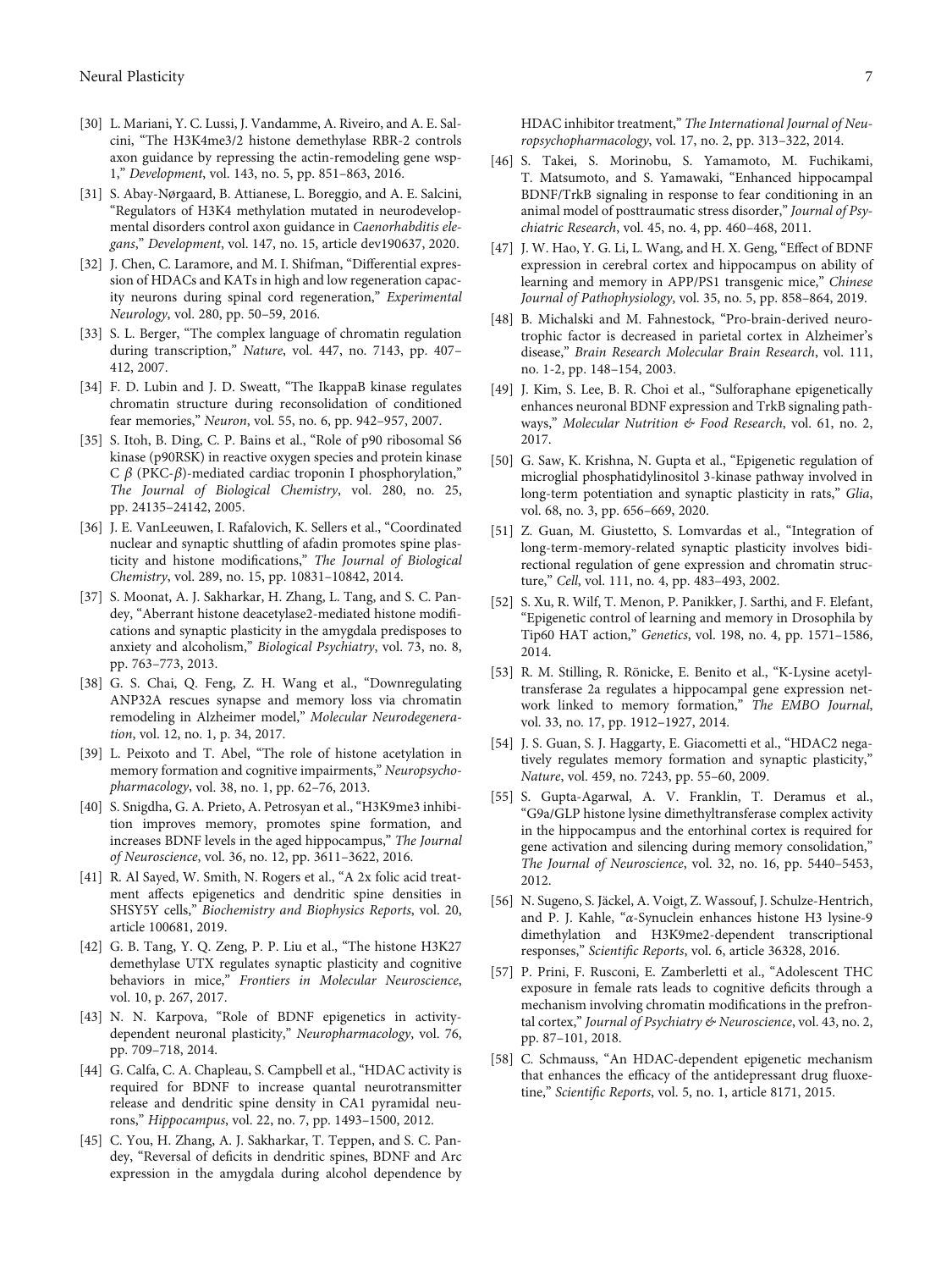[30] L. Mariani, Y. C. Lussi, J. Vandamme, A. Riveiro, and A. E. Salcini, "The H3K4me3/2 histone demethylase RBR-2 controls axon guidance by repressing the actin-remodeling gene wsp-1," *Development*, vol. 143, no. 5, pp. 851–863, 2016.

[31] S. Abay-Nørgaard, B. Attianese, L. Boreggio, and A. E. Salcini, "Regulators of H3K4 methylation mutated in neurodevelopmental disorders control axon guidance in *Caenorhabditis elegans*," *Development*, vol. 147, no. 15, article dev190637, 2020.

[32] J. Chen, C. Laramore, and M. I. Shifman, "Differential expression of HDACs and KATs in high and low regeneration capacity neurons during spinal cord regeneration," *Experimental Neurology*, vol. 280, pp. 50–59, 2016.

[33] S. L. Berger, "The complex language of chromatin regulation during transcription," *Nature*, vol. 447, no. 7143, pp. 407–412, 2007.

[34] F. D. Lubin and J. D. Sweatt, "The IkappaB kinase regulates chromatin structure during reconsolidation of conditioned fear memories," *Neuron*, vol. 55, no. 6, pp. 942–957, 2007.

[35] S. Itoh, B. Ding, C. P. Bains et al., "Role of p90 ribosomal S6 kinase (p90RSK) in reactive oxygen species and protein kinase C $\beta$ (PKC-$\beta$)-mediated cardiac troponin I phosphorylation," *The Journal of Biological Chemistry*, vol. 280, no. 25, pp. 24135–24142, 2005.

[36] J. E. VanLeeuwen, I. Rafalovich, K. Sellers et al., "Coordinated nuclear and synaptic shuttling of afadin promotes spine plasticity and histone modifications," *The Journal of Biological Chemistry*, vol. 289, no. 15, pp. 10831–10842, 2014.

[37] S. Moonat, A. J. Sakharkar, H. Zhang, L. Tang, and S. C. Pandey, "Aberrant histone deacetylase2-mediated histone modifications and synaptic plasticity in the amygdala predisposes to anxiety and alcoholism," *Biological Psychiatry*, vol. 73, no. 8, pp. 763–773, 2013.

[38] G. S. Chai, Q. Feng, Z. H. Wang et al., "Downregulating ANP32A rescues synapse and memory loss via chromatin remodeling in Alzheimer model," *Molecular Neurodegeneration*, vol. 12, no. 1, p. 34, 2017.

[39] L. Peixoto and T. Abel, "The role of histone acetylation in memory formation and cognitive impairments," *Neuropsychopharmacology*, vol. 38, no. 1, pp. 62–76, 2013.

[40] S. Snigdha, G. A. Prieto, A. Petrosyan et al., "H3K9me3 inhibition improves memory, promotes spine formation, and increases BDNF levels in the aged hippocampus," *The Journal of Neuroscience*, vol. 36, no. 12, pp. 3611–3622, 2016.

[41] R. Al Sayed, W. Smith, N. Rogers et al., "A 2x folic acid treatment affects epigenetics and dendritic spine densities in SHSY5Y cells," *Biochemistry and Biophysics Reports*, vol. 20, article 100681, 2019.

[42] G. B. Tang, Y. Q. Zeng, P. P. Liu et al., "The histone H3K27 demethylase UTX regulates synaptic plasticity and cognitive behaviors in mice," *Frontiers in Molecular Neuroscience*, vol. 10, p. 267, 2017.

[43] N. N. Karpova, "Role of BDNF epigenetics in activity-dependent neuronal plasticity," *Neuropharmacology*, vol. 76, pp. 709–718, 2014.

[44] G. Calfa, C. A. Chapleau, S. Campbell et al., "HDAC activity is required for BDNF to increase quantal neurotransmitter release and dendritic spine density in CA1 pyramidal neurons," *Hippocampus*, vol. 22, no. 7, pp. 1493–1500, 2012.

[45] C. You, H. Zhang, A. J. Sakharkar, T. Teppen, and S. C. Pandey, "Reversal of deficits in dendritic spines, BDNF and Arc expression in the amygdala during alcohol dependence by HDAC inhibitor treatment," *The International Journal of Neuropsychopharmacology*, vol. 17, no. 2, pp. 313–322, 2014.

[46] S. Takei, S. Morinobu, S. Yamamoto, M. Fuchikami, T. Matsumoto, and S. Yamawaki, "Enhanced hippocampal BDNF/TrkB signaling in response to fear conditioning in an animal model of posttraumatic stress disorder," *Journal of Psychiatric Research*, vol. 45, no. 4, pp. 460–468, 2011.

[47] J. W. Hao, Y. G. Li, L. Wang, and H. X. Geng, "Effect of BDNF expression in cerebral cortex and hippocampus on ability of learning and memory in APP/PS1 transgenic mice," *Chinese Journal of Pathophysiology*, vol. 35, no. 5, pp. 858–864, 2019.

[48] B. Michalski and M. Fahnestock, "Pro-brain-derived neurotrophic factor is decreased in parietal cortex in Alzheimer's disease," *Brain Research Molecular Brain Research*, vol. 111, no. 1-2, pp. 148–154, 2003.

[49] J. Kim, S. Lee, B. R. Choi et al., "Sulforaphane epigenetically enhances neuronal BDNF expression and TrkB signaling pathways," *Molecular Nutrition & Food Research*, vol. 61, no. 2, 2017.

[50] G. Saw, K. Krishna, N. Gupta et al., "Epigenetic regulation of microglial phosphatidylinositol 3-kinase pathway involved in long-term potentiation and synaptic plasticity in rats," *Glia*, vol. 68, no. 3, pp. 656–669, 2020.

[51] Z. Guan, M. Giustetto, S. Lomvardas et al., "Integration of long-term-memory-related synaptic plasticity involves bidirectional regulation of gene expression and chromatin structure," *Cell*, vol. 111, no. 4, pp. 483–493, 2002.

[52] S. Xu, R. Wilf, T. Menon, P. Panikker, J. Sarthi, and F. Elefant, "Epigenetic control of learning and memory in Drosophila by Tip60 HAT action," *Genetics*, vol. 198, no. 4, pp. 1571–1586, 2014.

[53] R. M. Stilling, R. Rönicke, E. Benito et al., "K-Lysine acetyltransferase 2a regulates a hippocampal gene expression network linked to memory formation," *The EMBO Journal*, vol. 33, no. 17, pp. 1912–1927, 2014.

[54] J. S. Guan, S. J. Haggarty, E. Giacometti et al., "HDAC2 negatively regulates memory formation and synaptic plasticity," *Nature*, vol. 459, no. 7243, pp. 55–60, 2009.

[55] S. Gupta-Agarwal, A. V. Franklin, T. Deramus et al., "G9a/GLP histone lysine dimethyltransferase complex activity in the hippocampus and the entorhinal cortex is required for gene activation and silencing during memory consolidation," *The Journal of Neuroscience*, vol. 32, no. 16, pp. 5440–5453, 2012.

[56] N. Sugeno, S. Jäckel, A. Voigt, Z. Wassouf, J. Schulze-Hentrich, and P. J. Kahle, "$\alpha$-Synuclein enhances histone H3 lysine-9 dimethylation and H3K9me2-dependent transcriptional responses," *Scientific Reports*, vol. 6, article 36328, 2016.

[57] P. Prini, F. Rusconi, E. Zamberletti et al., "Adolescent THC exposure in female rats leads to cognitive deficits through a mechanism involving chromatin modifications in the prefrontal cortex," *Journal of Psychiatry & Neuroscience*, vol. 43, no. 2, pp. 87–101, 2018.

[58] C. Schmauss, "An HDAC-dependent epigenetic mechanism that enhances the efficacy of the antidepressant drug fluoxetine," *Scientific Reports*, vol. 5, no. 1, article 8171, 2015.